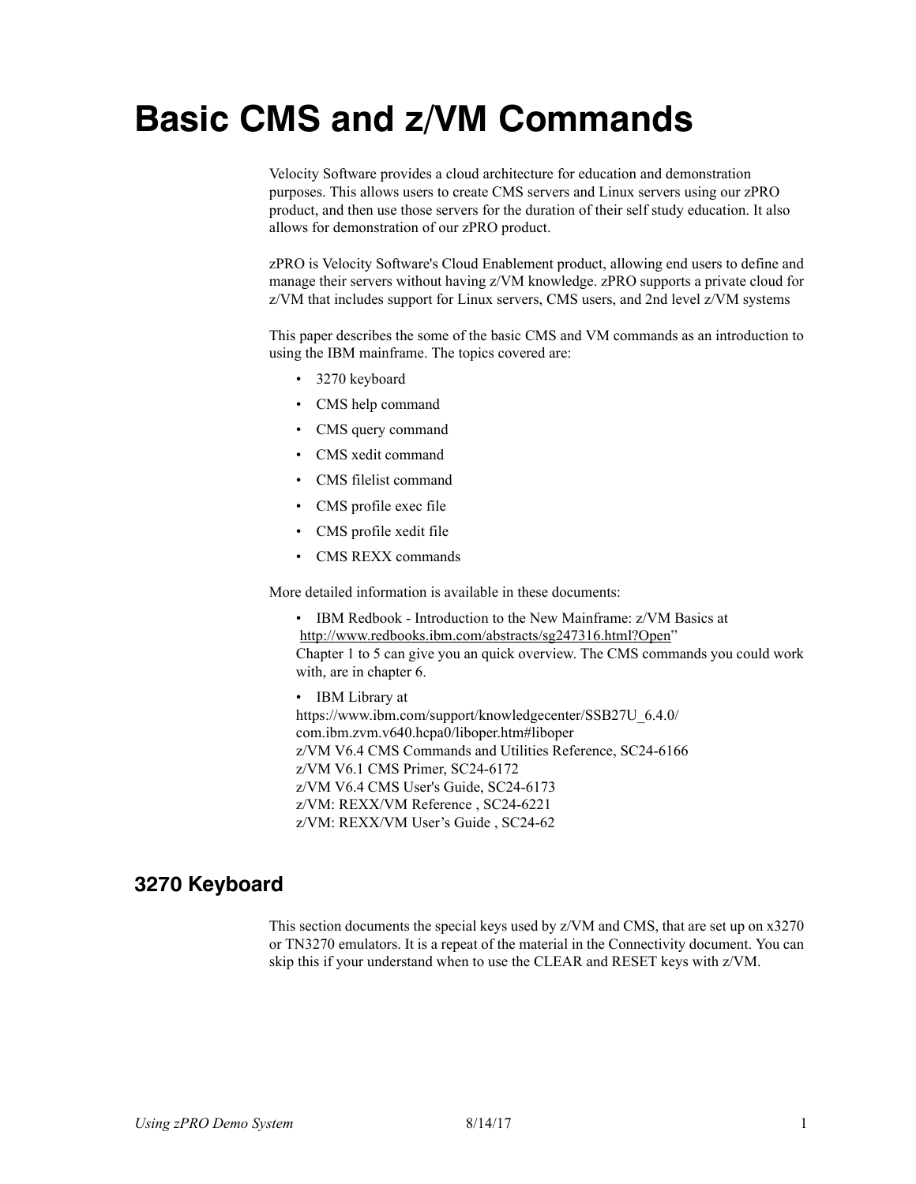# Basic CMS and z/VM Commands

Velocity Software provides a cloud architecture for education and demonstration purposes. This allows users to create CMS servers and Linux servers using our zPRO product, and then use those servers for the duration of their self study education. It also allows for demonstration of our zPRO product.

zPRO is Velocity Software's Cloud Enablement product, allowing end users to define and manage their servers without having z/VM knowledge. zPRO supports a private cloud for z/VM that includes support for Linux servers, CMS users, and 2nd level z/VM systems

This paper describes the some of the basic CMS and VM commands as an introduction to using the IBM mainframe. The topics covered are:

- 3270 keyboard
- CMS help command
- CMS query command
- CMS xedit command
- CMS filelist command
- CMS profile exec file
- CMS profile xedit file
- CMS REXX commands

More detailed information is available in these documents:

- IBM Redbook - Introduction to the New Mainframe: z/VM Basics at http://www.redbooks.ibm.com/abstracts/sg247316.html?Open"
  Chapter 1 to 5 can give you an quick overview. The CMS commands you could work with, are in chapter 6.
- IBM Library at
  https://www.ibm.com/support/knowledgecenter/SSB27U_6.4.0/com.ibm.zvm.v640.hcpa0/liboper.htm#liboper
  z/VM V6.4 CMS Commands and Utilities Reference, SC24-6166
  z/VM V6.1 CMS Primer, SC24-6172
  z/VM V6.4 CMS User's Guide, SC24-6173
  z/VM: REXX/VM Reference , SC24-6221
  z/VM: REXX/VM User's Guide , SC24-62

## 3270 Keyboard

This section documents the special keys used by z/VM and CMS, that are set up on x3270 or TN3270 emulators. It is a repeat of the material in the Connectivity document. You can skip this if your understand when to use the CLEAR and RESET keys with z/VM.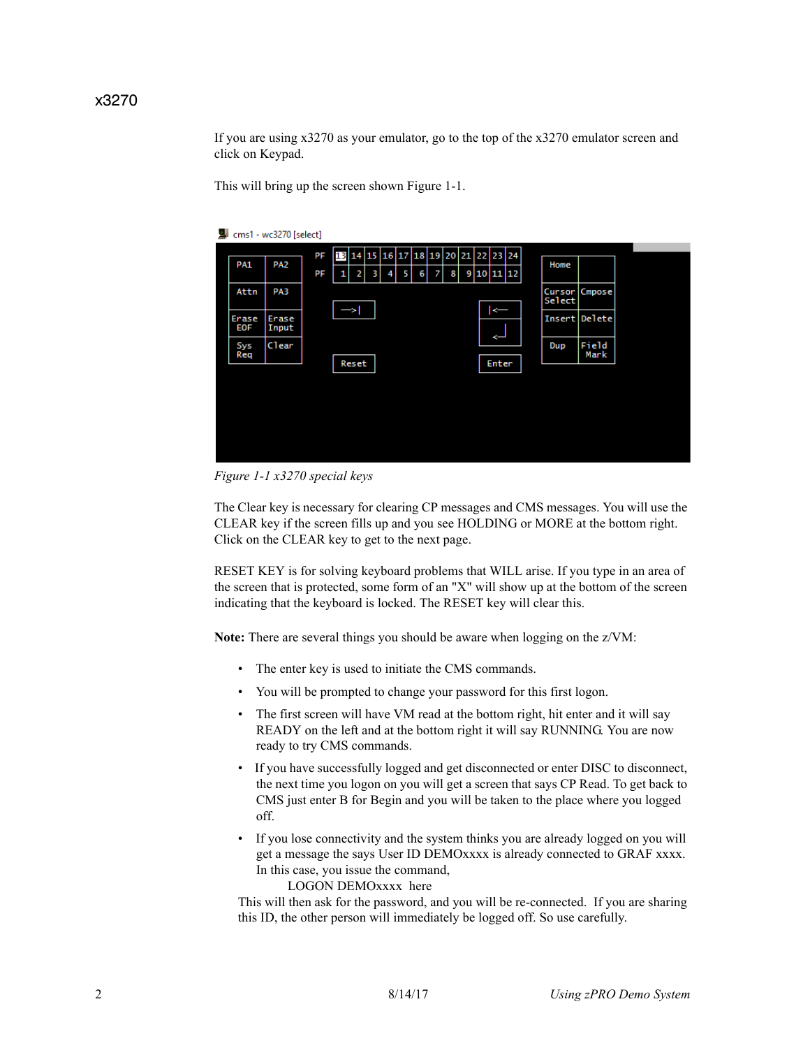## x3270

If you are using x3270 as your emulator, go to the top of the x3270 emulator screen and click on Keypad.

This will bring up the screen shown Figure 1-1.

*Figure 1-1 x3270 special keys*

The Clear key is necessary for clearing CP messages and CMS messages. You will use the CLEAR key if the screen fills up and you see HOLDING or MORE at the bottom right. Click on the CLEAR key to get to the next page.

RESET KEY is for solving keyboard problems that WILL arise. If you type in an area of the screen that is protected, some form of an "X" will show up at the bottom of the screen indicating that the keyboard is locked. The RESET key will clear this.

**Note:** There are several things you should be aware when logging on the z/VM:

- The enter key is used to initiate the CMS commands.
- You will be prompted to change your password for this first logon.
- The first screen will have VM read at the bottom right, hit enter and it will say READY on the left and at the bottom right it will say RUNNING. You are now ready to try CMS commands.
- If you have successfully logged and get disconnected or enter DISC to disconnect, the next time you logon on you will get a screen that says CP Read. To get back to CMS just enter B for Begin and you will be taken to the place where you logged off.
- If you lose connectivity and the system thinks you are already logged on you will get a message the says User ID DEMOxxxx is already connected to GRAF xxxx. In this case, you issue the command,

  LOGON DEMOxxxx here

This will then ask for the password, and you will be re-connected. If you are sharing this ID, the other person will immediately be logged off. So use carefully.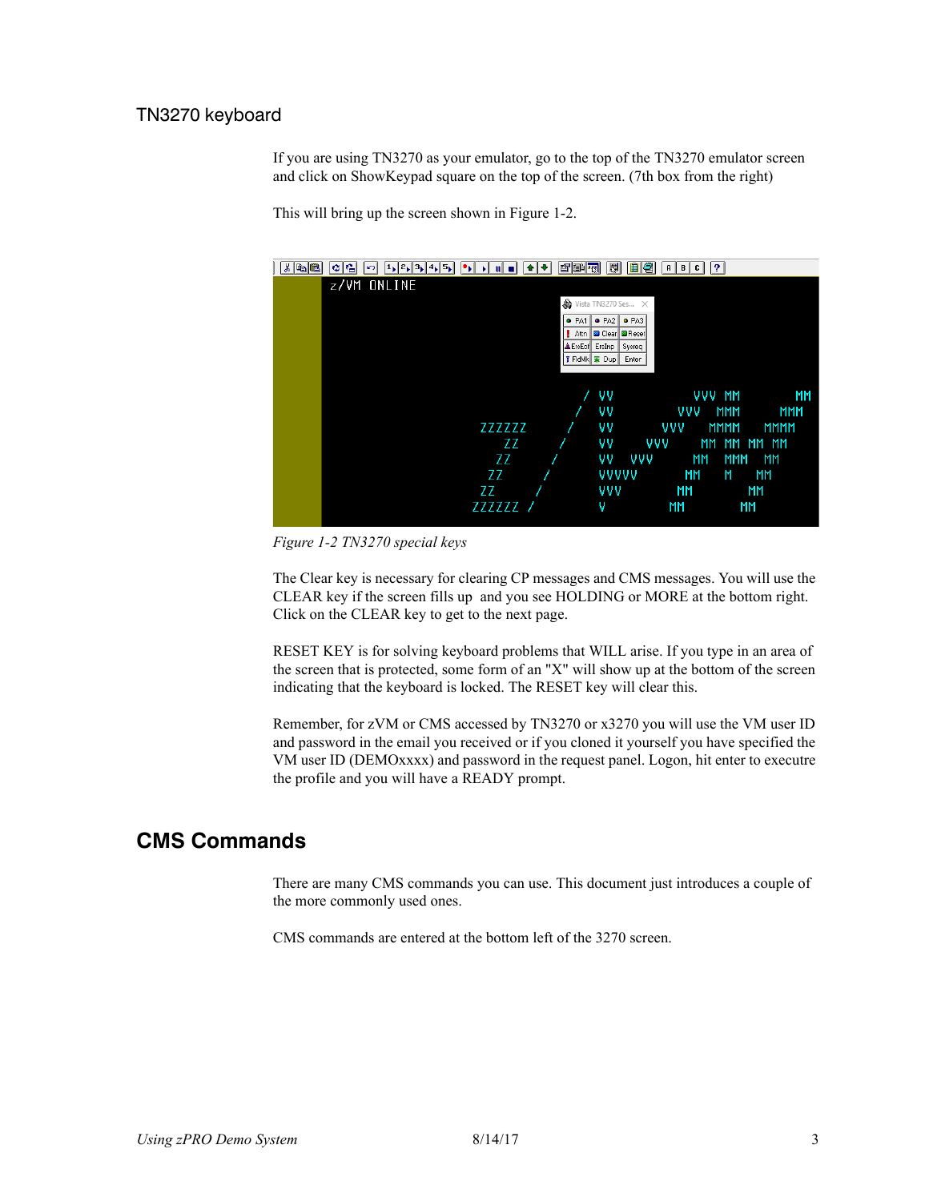## TN3270 keyboard

If you are using TN3270 as your emulator, go to the top of the TN3270 emulator screen and click on ShowKeypad square on the top of the screen. (7th box from the right)

This will bring up the screen shown in Figure 1-2.

*Figure 1-2 TN3270 special keys*

The Clear key is necessary for clearing CP messages and CMS messages. You will use the CLEAR key if the screen fills up and you see HOLDING or MORE at the bottom right. Click on the CLEAR key to get to the next page.

RESET KEY is for solving keyboard problems that WILL arise. If you type in an area of the screen that is protected, some form of an "X" will show up at the bottom of the screen indicating that the keyboard is locked. The RESET key will clear this.

Remember, for zVM or CMS accessed by TN3270 or x3270 you will use the VM user ID and password in the email you received or if you cloned it yourself you have specified the VM user ID (DEMOxxxx) and password in the request panel. Logon, hit enter to executre the profile and you will have a READY prompt.

# CMS Commands

There are many CMS commands you can use. This document just introduces a couple of the more commonly used ones.

CMS commands are entered at the bottom left of the 3270 screen.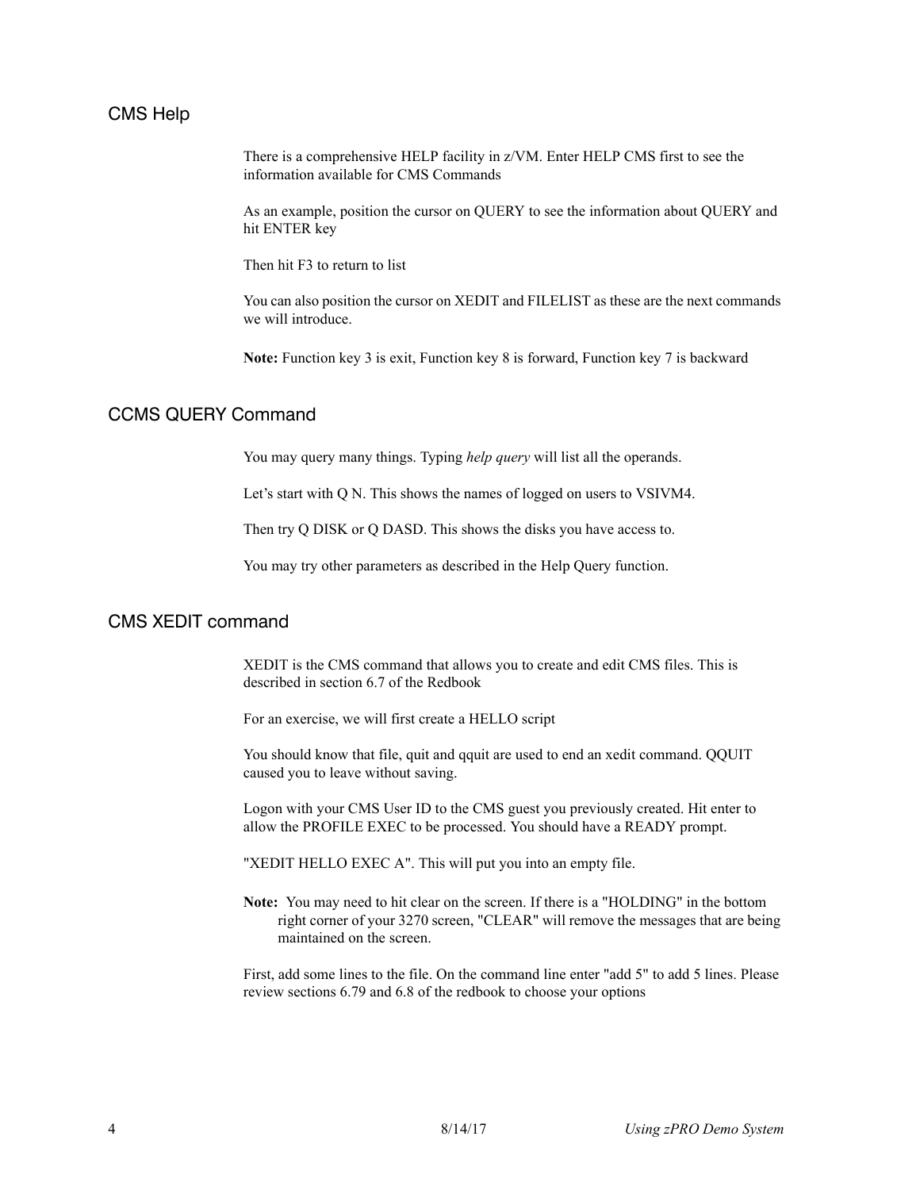## CMS Help

There is a comprehensive HELP facility in z/VM. Enter HELP CMS first to see the information available for CMS Commands

As an example, position the cursor on QUERY to see the information about QUERY and hit ENTER key

Then hit F3 to return to list

You can also position the cursor on XEDIT and FILELIST as these are the next commands we will introduce.

**Note:** Function key 3 is exit, Function key 8 is forward, Function key 7 is backward

## CCMS QUERY Command

You may query many things. Typing *help query* will list all the operands.

Let's start with Q N. This shows the names of logged on users to VSIVM4.

Then try Q DISK or Q DASD. This shows the disks you have access to.

You may try other parameters as described in the Help Query function.

## CMS XEDIT command

XEDIT is the CMS command that allows you to create and edit CMS files. This is described in section 6.7 of the Redbook

For an exercise, we will first create a HELLO script

You should know that file, quit and qquit are used to end an xedit command. QQUIT caused you to leave without saving.

Logon with your CMS User ID to the CMS guest you previously created. Hit enter to allow the PROFILE EXEC to be processed. You should have a READY prompt.

"XEDIT HELLO EXEC A". This will put you into an empty file.

**Note:** You may need to hit clear on the screen. If there is a "HOLDING" in the bottom right corner of your 3270 screen, "CLEAR" will remove the messages that are being maintained on the screen.

First, add some lines to the file. On the command line enter "add 5" to add 5 lines. Please review sections 6.79 and 6.8 of the redbook to choose your options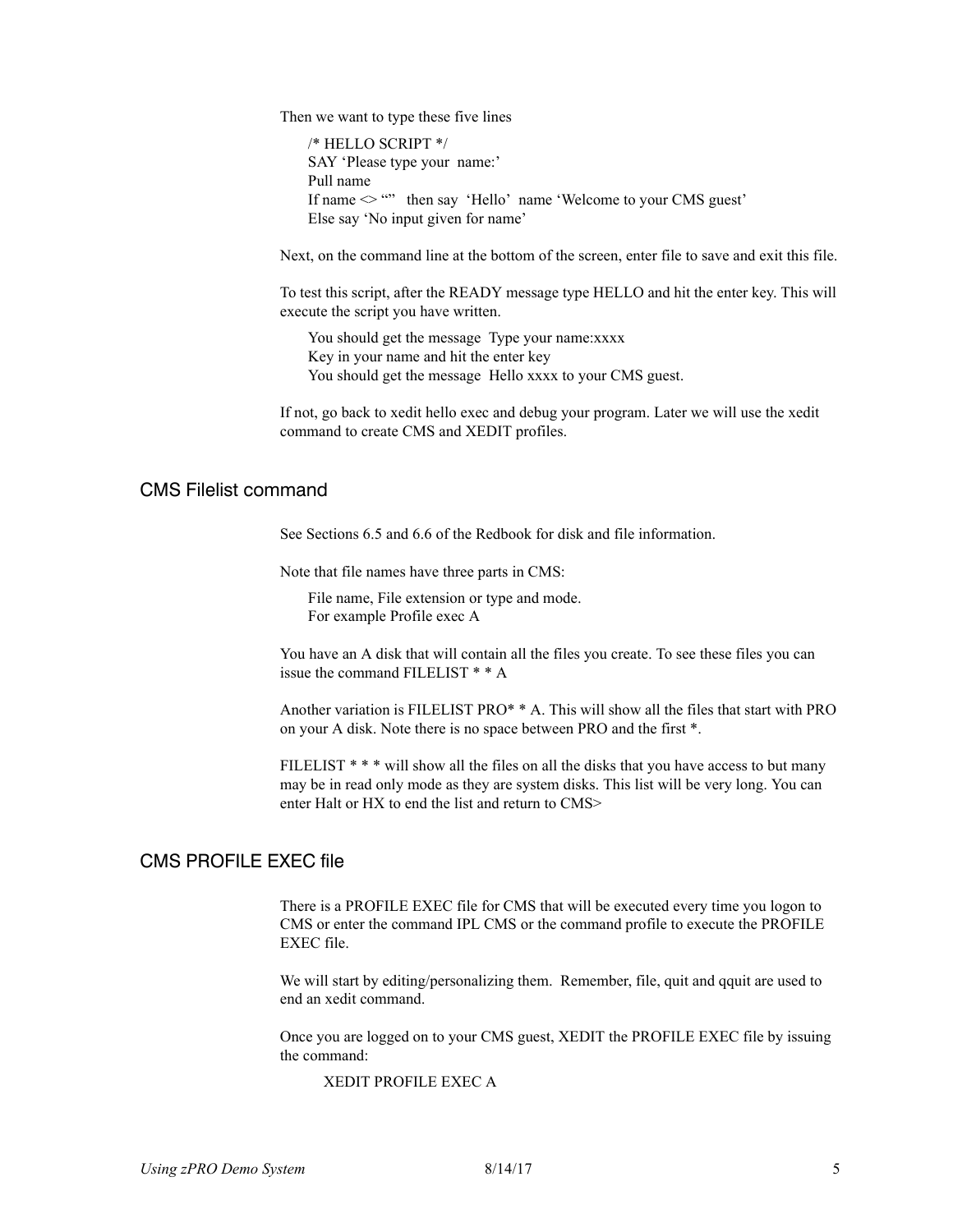Then we want to type these five lines

```
/* HELLO SCRIPT */
SAY 'Please type your  name:'
Pull name
If name <> ""   then say  'Hello'  name 'Welcome to your CMS guest'
Else say 'No input given for name'
```

Next, on the command line at the bottom of the screen, enter file to save and exit this file.

To test this script, after the READY message type HELLO and hit the enter key. This will execute the script you have written.

You should get the message  Type your name:xxxx
Key in your name and hit the enter key
You should get the message  Hello xxxx to your CMS guest.

If not, go back to xedit hello exec and debug your program. Later we will use the xedit command to create CMS and XEDIT profiles.

## CMS Filelist command

See Sections 6.5 and 6.6 of the Redbook for disk and file information.

Note that file names have three parts in CMS:

File name, File extension or type and mode.
For example Profile exec A

You have an A disk that will contain all the files you create. To see these files you can issue the command FILELIST * * A

Another variation is FILELIST PRO* * A. This will show all the files that start with PRO on your A disk. Note there is no space between PRO and the first *.

FILELIST * * * will show all the files on all the disks that you have access to but many may be in read only mode as they are system disks. This list will be very long. You can enter Halt or HX to end the list and return to CMS>

## CMS PROFILE EXEC file

There is a PROFILE EXEC file for CMS that will be executed every time you logon to CMS or enter the command IPL CMS or the command profile to execute the PROFILE EXEC file.

We will start by editing/personalizing them.  Remember, file, quit and qquit are used to end an xedit command.

Once you are logged on to your CMS guest, XEDIT the PROFILE EXEC file by issuing the command:

```
XEDIT PROFILE EXEC A
```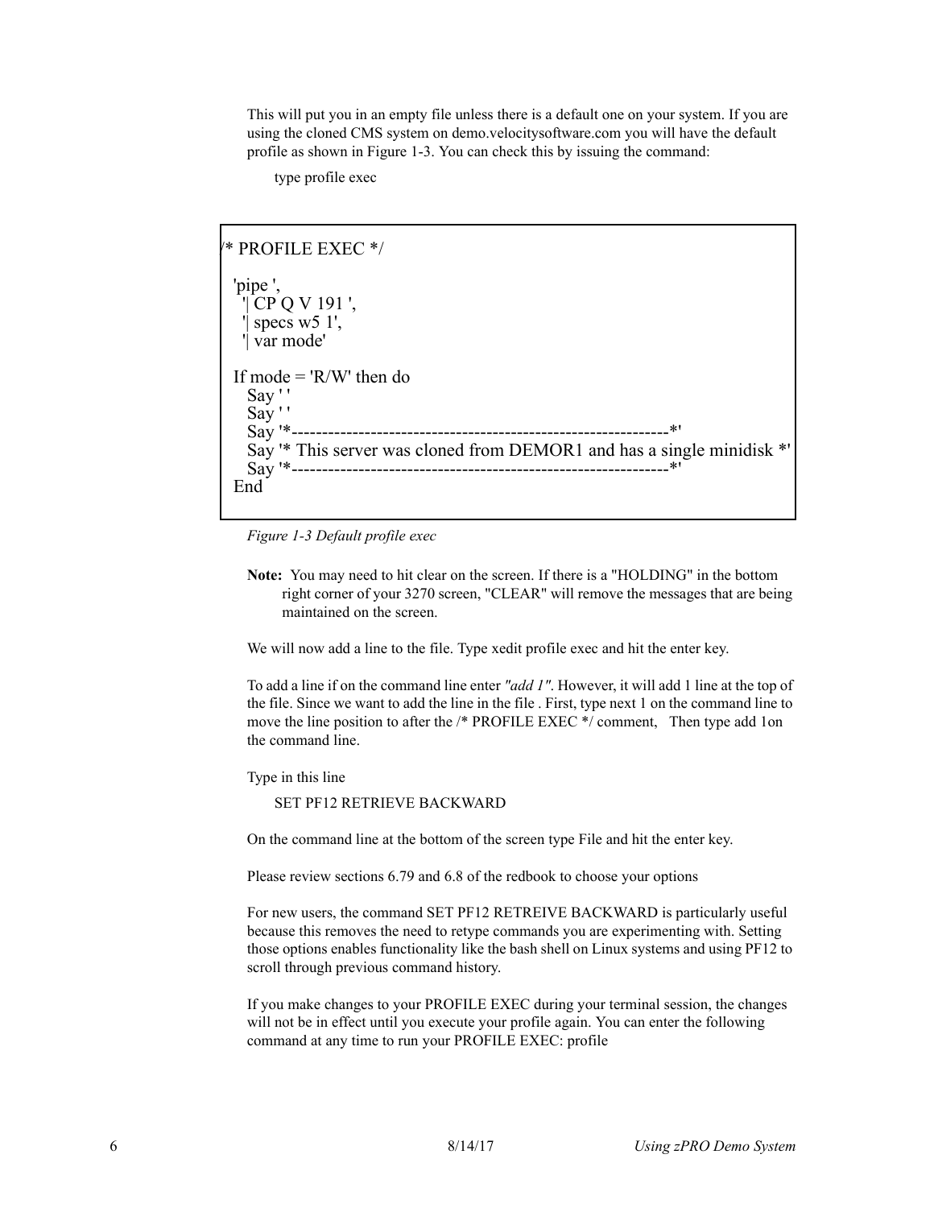This will put you in an empty file unless there is a default one on your system. If you are using the cloned CMS system on demo.velocitysoftware.com you will have the default profile as shown in Figure 1-3. You can check this by issuing the command:

```
type profile exec
```

```
/* PROFILE EXEC */

 'pipe ',
   '| CP Q V 191 ',
   '| specs w5 1',
   '| var mode'

 If mode = 'R/W' then do
    Say ' '
    Say ' '
    Say '*--------------------------------------------------------------*'
    Say '* This server was cloned from DEMOR1 and has a single minidisk *'
    Say '*--------------------------------------------------------------*'
 End
```

*Figure 1-3 Default profile exec*

**Note:** You may need to hit clear on the screen. If there is a "HOLDING" in the bottom right corner of your 3270 screen, "CLEAR" will remove the messages that are being maintained on the screen.

We will now add a line to the file. Type xedit profile exec and hit the enter key.

To add a line if on the command line enter *"add 1"*. However, it will add 1 line at the top of the file. Since we want to add the line in the file . First, type next 1 on the command line to move the line position to after the /* PROFILE EXEC */ comment,   Then type add 1on the command line.

Type in this line

```
SET PF12 RETRIEVE BACKWARD
```

On the command line at the bottom of the screen type File and hit the enter key.

Please review sections 6.79 and 6.8 of the redbook to choose your options

For new users, the command SET PF12 RETREIVE BACKWARD is particularly useful because this removes the need to retype commands you are experimenting with. Setting those options enables functionality like the bash shell on Linux systems and using PF12 to scroll through previous command history.

If you make changes to your PROFILE EXEC during your terminal session, the changes will not be in effect until you execute your profile again. You can enter the following command at any time to run your PROFILE EXEC: profile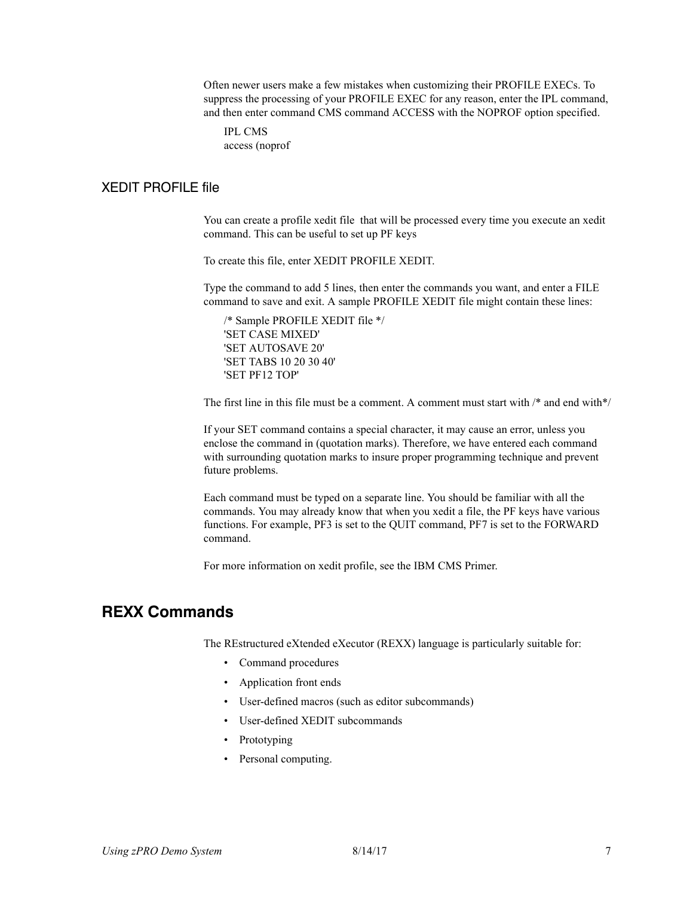Often newer users make a few mistakes when customizing their PROFILE EXECs. To suppress the processing of your PROFILE EXEC for any reason, enter the IPL command, and then enter command CMS command ACCESS with the NOPROF option specified.

```
IPL CMS
access (noprof
```

### XEDIT PROFILE file

You can create a profile xedit file  that will be processed every time you execute an xedit command. This can be useful to set up PF keys

To create this file, enter XEDIT PROFILE XEDIT.

Type the command to add 5 lines, then enter the commands you want, and enter a FILE command to save and exit. A sample PROFILE XEDIT file might contain these lines:

```
/* Sample PROFILE XEDIT file */
'SET CASE MIXED'
'SET AUTOSAVE 20'
'SET TABS 10 20 30 40'
'SET PF12 TOP'
```

The first line in this file must be a comment. A comment must start with /* and end with*/

If your SET command contains a special character, it may cause an error, unless you enclose the command in (quotation marks). Therefore, we have entered each command with surrounding quotation marks to insure proper programming technique and prevent future problems.

Each command must be typed on a separate line. You should be familiar with all the commands. You may already know that when you xedit a file, the PF keys have various functions. For example, PF3 is set to the QUIT command, PF7 is set to the FORWARD command.

For more information on xedit profile, see the IBM CMS Primer.

## REXX Commands

The REstructured eXtended eXecutor (REXX) language is particularly suitable for:

- Command procedures
- Application front ends
- User-defined macros (such as editor subcommands)
- User-defined XEDIT subcommands
- Prototyping
- Personal computing.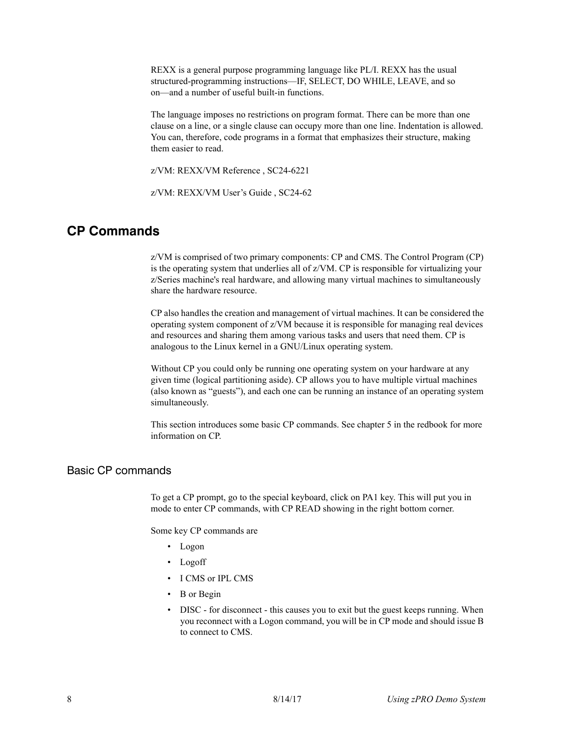REXX is a general purpose programming language like PL/I. REXX has the usual structured-programming instructions—IF, SELECT, DO WHILE, LEAVE, and so on—and a number of useful built-in functions.

The language imposes no restrictions on program format. There can be more than one clause on a line, or a single clause can occupy more than one line. Indentation is allowed. You can, therefore, code programs in a format that emphasizes their structure, making them easier to read.

z/VM: REXX/VM Reference , SC24-6221

z/VM: REXX/VM User's Guide , SC24-62

## CP Commands

z/VM is comprised of two primary components: CP and CMS. The Control Program (CP) is the operating system that underlies all of z/VM. CP is responsible for virtualizing your z/Series machine's real hardware, and allowing many virtual machines to simultaneously share the hardware resource.

CP also handles the creation and management of virtual machines. It can be considered the operating system component of z/VM because it is responsible for managing real devices and resources and sharing them among various tasks and users that need them. CP is analogous to the Linux kernel in a GNU/Linux operating system.

Without CP you could only be running one operating system on your hardware at any given time (logical partitioning aside). CP allows you to have multiple virtual machines (also known as "guests"), and each one can be running an instance of an operating system simultaneously.

This section introduces some basic CP commands. See chapter 5 in the redbook for more information on CP.

### Basic CP commands

To get a CP prompt, go to the special keyboard, click on PA1 key. This will put you in mode to enter CP commands, with CP READ showing in the right bottom corner.

Some key CP commands are

- Logon
- Logoff
- I CMS or IPL CMS
- B or Begin
- DISC - for disconnect - this causes you to exit but the guest keeps running. When you reconnect with a Logon command, you will be in CP mode and should issue B to connect to CMS.